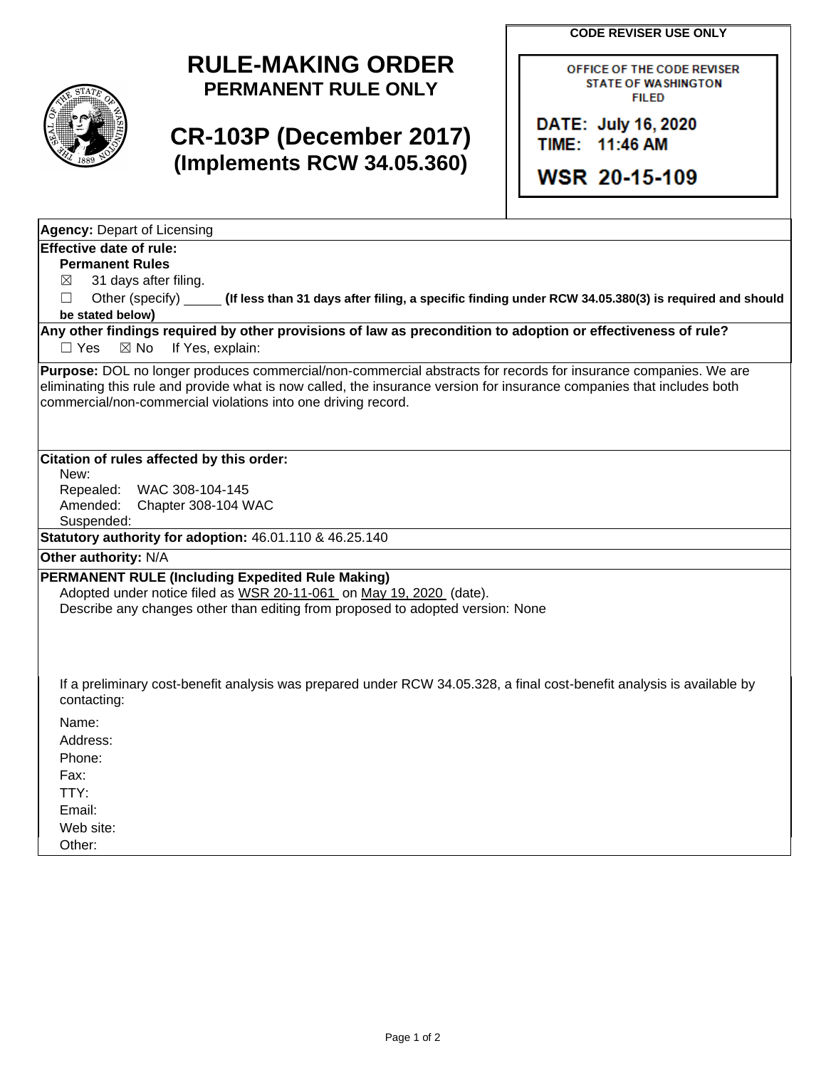# RULE-MAKING ORDER
## PERMANENT RULE ONLY

## CR-103P (December 2017)
## (Implements RCW 34.05.360)

**CODE REVISER USE ONLY**

OFFICE OF THE CODE REVISER
STATE OF WASHINGTON
FILED

DATE: July 16, 2020
TIME: 11:46 AM

WSR 20-15-109

**Agency:** Depart of Licensing

**Effective date of rule:**

**Permanent Rules**

☒ 31 days after filing.

☐ Other (specify) _____ **(If less than 31 days after filing, a specific finding under RCW 34.05.380(3) is required and should be stated below)**

**Any other findings required by other provisions of law as precondition to adoption or effectiveness of rule?**

☐ Yes ☒ No If Yes, explain:

**Purpose:** DOL no longer produces commercial/non-commercial abstracts for records for insurance companies. We are eliminating this rule and provide what is now called, the insurance version for insurance companies that includes both commercial/non-commercial violations into one driving record.

**Citation of rules affected by this order:**

New:
Repealed: WAC 308-104-145
Amended: Chapter 308-104 WAC
Suspended:

**Statutory authority for adoption:** 46.01.110 & 46.25.140

**Other authority:** N/A

**PERMANENT RULE (Including Expedited Rule Making)**

Adopted under notice filed as WSR 20-11-061 on May 19, 2020 (date).

Describe any changes other than editing from proposed to adopted version: None

If a preliminary cost-benefit analysis was prepared under RCW 34.05.328, a final cost-benefit analysis is available by contacting:

Name:
Address:
Phone:
Fax:
TTY:
Email:
Web site:
Other: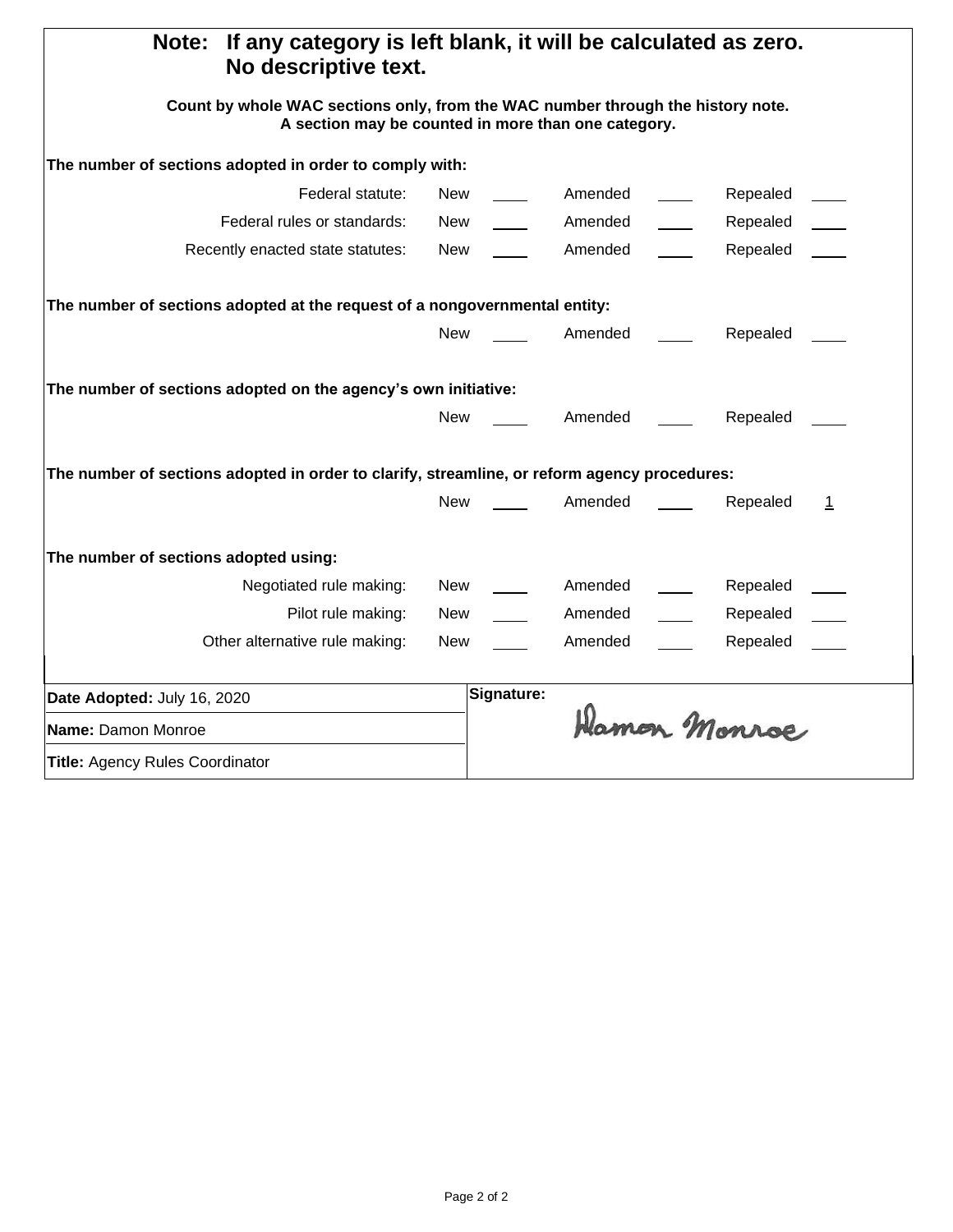**Note: If any category is left blank, it will be calculated as zero. No descriptive text.**

**Count by whole WAC sections only, from the WAC number through the history note. A section may be counted in more than one category.**

**The number of sections adopted in order to comply with:**

| | | | | | | |
|---|---|---|---|---|---|---|
| Federal statute: | New | | Amended | | Repealed | |
| Federal rules or standards: | New | | Amended | | Repealed | |
| Recently enacted state statutes: | New | | Amended | | Repealed | |

**The number of sections adopted at the request of a nongovernmental entity:**

| | | | | | |
|---|---|---|---|---|---|
| New | | Amended | | Repealed | |

**The number of sections adopted on the agency's own initiative:**

| | | | | | |
|---|---|---|---|---|---|
| New | | Amended | | Repealed | |

**The number of sections adopted in order to clarify, streamline, or reform agency procedures:**

| | | | | | |
|---|---|---|---|---|---|
| New | | Amended | | Repealed | 1 |

**The number of sections adopted using:**

| | | | | | | |
|---|---|---|---|---|---|---|
| Negotiated rule making: | New | | Amended | | Repealed | |
| Pilot rule making: | New | | Amended | | Repealed | |
| Other alternative rule making: | New | | Amended | | Repealed | |

| | |
|---|---|
| **Date Adopted:** July 16, 2020 | **Signature:** Damon Monroe |
| **Name:** Damon Monroe | |
| **Title:** Agency Rules Coordinator | |